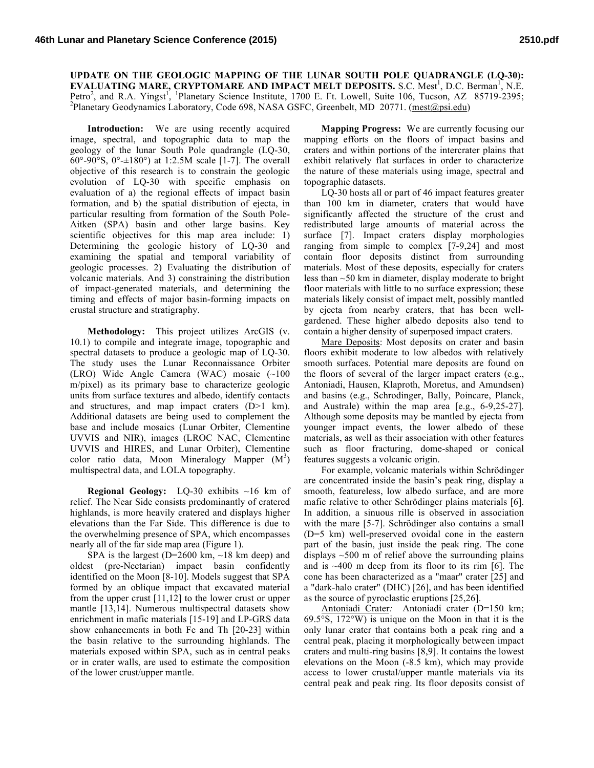# UPDATE ON THE GEOLOGIC MAPPING OF THE LUNAR SOUTH POLE QUADRANGLE (LQ-30): EVALUATING MARE, CRYPTOMARE AND IMPACT MELT DEPOSITS.

S.C. Mest[1], D.C. Berman[1], N.E. Petro[2], and R.A. Yingst[1], [1]Planetary Science Institute, 1700 E. Ft. Lowell, Suite 106, Tucson, AZ 85719-2395; [2]Planetary Geodynamics Laboratory, Code 698, NASA GSFC, Greenbelt, MD 20771. (mest@psi.edu)

**Introduction:** We are using recently acquired image, spectral, and topographic data to map the geology of the lunar South Pole quadrangle (LQ-30, 60°-90°S, 0°-±180°) at 1:2.5M scale [1-7]. The overall objective of this research is to constrain the geologic evolution of LQ-30 with specific emphasis on evaluation of a) the regional effects of impact basin formation, and b) the spatial distribution of ejecta, in particular resulting from formation of the South Pole-Aitken (SPA) basin and other large basins. Key scientific objectives for this map area include: 1) Determining the geologic history of LQ-30 and examining the spatial and temporal variability of geologic processes. 2) Evaluating the distribution of volcanic materials. And 3) constraining the distribution of impact-generated materials, and determining the timing and effects of major basin-forming impacts on crustal structure and stratigraphy.

**Methodology:** This project utilizes ArcGIS (v. 10.1) to compile and integrate image, topographic and spectral datasets to produce a geologic map of LQ-30. The study uses the Lunar Reconnaissance Orbiter (LRO) Wide Angle Camera (WAC) mosaic (~100 m/pixel) as its primary base to characterize geologic units from surface textures and albedo, identify contacts and structures, and map impact craters (D>1 km). Additional datasets are being used to complement the base and include mosaics (Lunar Orbiter, Clementine UVVIS and NIR), images (LROC NAC, Clementine UVVIS and HIRES, and Lunar Orbiter), Clementine color ratio data, Moon Mineralogy Mapper ($M^3$) multispectral data, and LOLA topography.

**Regional Geology:** LQ-30 exhibits ~16 km of relief. The Near Side consists predominantly of cratered highlands, is more heavily cratered and displays higher elevations than the Far Side. This difference is due to the overwhelming presence of SPA, which encompasses nearly all of the far side map area (Figure 1).

SPA is the largest (D=2600 km, ~18 km deep) and oldest (pre-Nectarian) impact basin confidently identified on the Moon [8-10]. Models suggest that SPA formed by an oblique impact that excavated material from the upper crust [11,12] to the lower crust or upper mantle [13,14]. Numerous multispectral datasets show enrichment in mafic materials [15-19] and LP-GRS data show enhancements in both Fe and Th [20-23] within the basin relative to the surrounding highlands. The materials exposed within SPA, such as in central peaks or in crater walls, are used to estimate the composition of the lower crust/upper mantle.

**Mapping Progress:** We are currently focusing our mapping efforts on the floors of impact basins and craters and within portions of the intercrater plains that exhibit relatively flat surfaces in order to characterize the nature of these materials using image, spectral and topographic datasets.

LQ-30 hosts all or part of 46 impact features greater than 100 km in diameter, craters that would have significantly affected the structure of the crust and redistributed large amounts of material across the surface [7]. Impact craters display morphologies ranging from simple to complex [7-9,24] and most contain floor deposits distinct from surrounding materials. Most of these deposits, especially for craters less than ~50 km in diameter, display moderate to bright floor materials with little to no surface expression; these materials likely consist of impact melt, possibly mantled by ejecta from nearby craters, that has been well-gardened. These higher albedo deposits also tend to contain a higher density of superposed impact craters.

Mare Deposits: Most deposits on crater and basin floors exhibit moderate to low albedos with relatively smooth surfaces. Potential mare deposits are found on the floors of several of the larger impact craters (e.g., Antoniadi, Hausen, Klaproth, Moretus, and Amundsen) and basins (e.g., Schrodinger, Bally, Poincare, Planck, and Australe) within the map area [e.g., 6-9,25-27]. Although some deposits may be mantled by ejecta from younger impact events, the lower albedo of these materials, as well as their association with other features such as floor fracturing, dome-shaped or conical features suggests a volcanic origin.

For example, volcanic materials within Schrödinger are concentrated inside the basin's peak ring, display a smooth, featureless, low albedo surface, and are more mafic relative to other Schrödinger plains materials [6]. In addition, a sinuous rille is observed in association with the mare [5-7]. Schrödinger also contains a small (D=5 km) well-preserved ovoidal cone in the eastern part of the basin, just inside the peak ring. The cone displays ~500 m of relief above the surrounding plains and is ~400 m deep from its floor to its rim [6]. The cone has been characterized as a "maar" crater [25] and a "dark-halo crater" (DHC) [26], and has been identified as the source of pyroclastic eruptions [25,26].

*Antoniadi Crater:* Antoniadi crater (D=150 km; 69.5°S, 172°W) is unique on the Moon in that it is the only lunar crater that contains both a peak ring and a central peak, placing it morphologically between impact craters and multi-ring basins [8,9]. It contains the lowest elevations on the Moon (-8.5 km), which may provide access to lower crustal/upper mantle materials via its central peak and peak ring. Its floor deposits consist of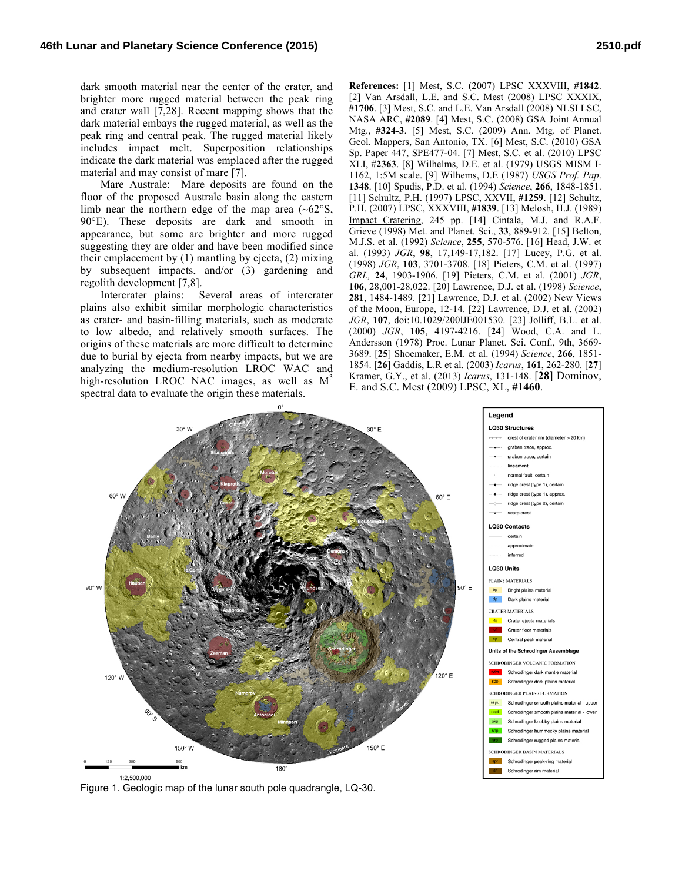dark smooth material near the center of the crater, and brighter more rugged material between the peak ring and crater wall [7,28]. Recent mapping shows that the dark material embays the rugged material, as well as the peak ring and central peak. The rugged material likely includes impact melt. Superposition relationships indicate the dark material was emplaced after the rugged material and may consist of mare [7].

Mare Australe: Mare deposits are found on the floor of the proposed Australe basin along the eastern limb near the northern edge of the map area (~62°S, 90°E). These deposits are dark and smooth in appearance, but some are brighter and more rugged suggesting they are older and have been modified since their emplacement by (1) mantling by ejecta, (2) mixing by subsequent impacts, and/or (3) gardening and regolith development [7,8].

Intercrater plains: Several areas of intercrater plains also exhibit similar morphologic characteristics as crater- and basin-filling materials, such as moderate to low albedo, and relatively smooth surfaces. The origins of these materials are more difficult to determine due to burial by ejecta from nearby impacts, but we are analyzing the medium-resolution LROC WAC and high-resolution LROC NAC images, as well as $M^3$ spectral data to evaluate the origin these materials.

**References:** [1] Mest, S.C. (2007) LPSC XXXVIII, **#1842**. [2] Van Arsdall, L.E. and S.C. Mest (2008) LPSC XXXIX, **#1706**. [3] Mest, S.C. and L.E. Van Arsdall (2008) NLSI LSC, NASA ARC, **#2089**. [4] Mest, S.C. (2008) GSA Joint Annual Mtg., **#324-3**. [5] Mest, S.C. (2009) Ann. Mtg. of Planet. Geol. Mappers, San Antonio, TX. [6] Mest, S.C. (2010) GSA Sp. Paper 447, SPE477-04. [7] Mest, S.C. et al. (2010) LPSC XLI, #**2363**. [8] Wilhelms, D.E. et al. (1979) USGS MISM I-1162, 1:5M scale. [9] Wilhems, D.E (1987) *USGS Prof. Pap*. **1348**. [10] Spudis, P.D. et al. (1994) *Science*, **266**, 1848-1851. [11] Schultz, P.H. (1997) LPSC, XXVII, **#1259**. [12] Schultz, P.H. (2007) LPSC, XXXVIII, **#1839**. [13] Melosh, H.J. (1989) Impact Cratering, 245 pp. [14] Cintala, M.J. and R.A.F. Grieve (1998) Met. and Planet. Sci., **33**, 889-912. [15] Belton, M.J.S. et al. (1992) *Science*, **255**, 570-576. [16] Head, J.W. et al. (1993) *JGR*, **98**, 17,149-17,182. [17] Lucey, P.G. et al. (1998) *JGR*, **103**, 3701-3708. [18] Pieters, C.M. et al. (1997) *GRL*, **24**, 1903-1906. [19] Pieters, C.M. et al. (2001) *JGR*, **106**, 28,001-28,022. [20] Lawrence, D.J. et al. (1998) *Science*, **281**, 1484-1489. [21] Lawrence, D.J. et al. (2002) New Views of the Moon, Europe, 12-14. [22] Lawrence, D.J. et al. (2002) *JGR*, **107**, doi:10.1029/2001JE001530. [23] Jolliff, B.L. et al. (2000) *JGR*, **105**, 4197-4216. [**24**] Wood, C.A. and L. Andersson (1978) Proc. Lunar Planet. Sci. Conf., 9th, 3669-3689. [**25**] Shoemaker, E.M. et al. (1994) *Science*, **266**, 1851-1854. [**26**] Gaddis, L.R et al. (2003) *Icarus*, **161**, 262-280. [**27**] Kramer, G.Y., et al. (2013) *Icarus*, 131-148. [**28**] Dominov, E. and S.C. Mest (2009) LPSC, XL, **#1460**.

Figure 1. Geologic map of the lunar south pole quadrangle, LQ-30.